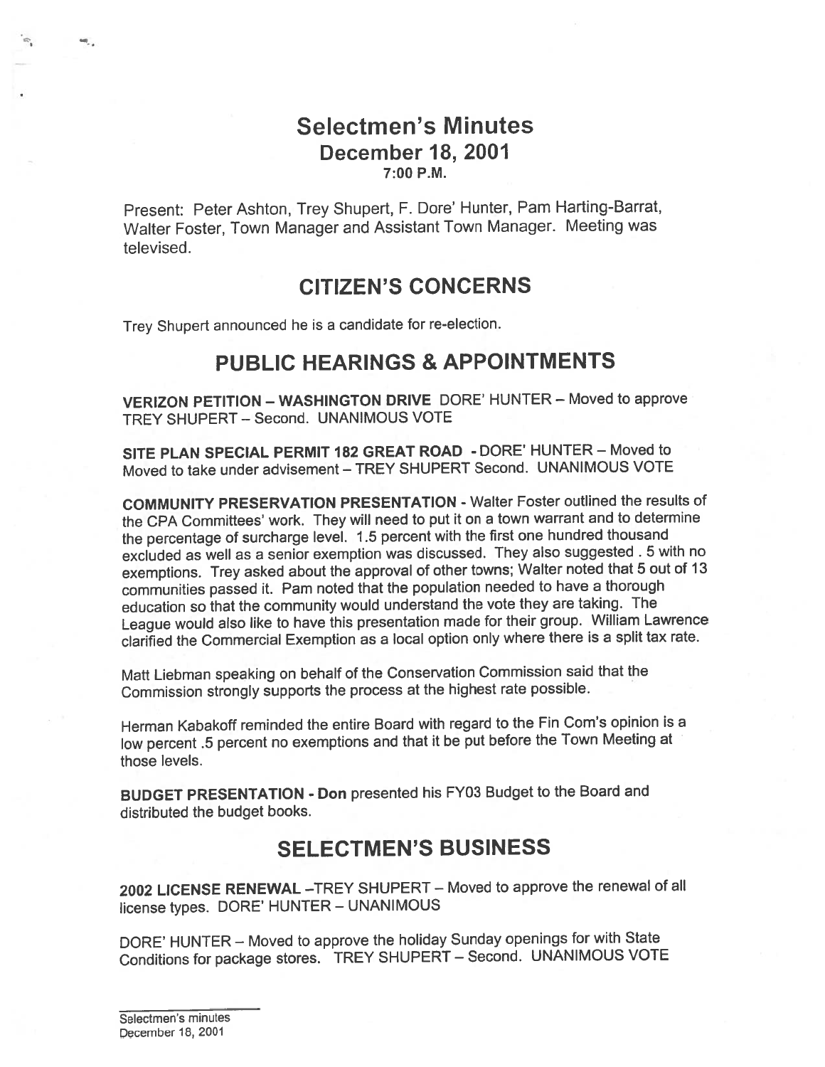# Selectmen's Minutes
## December 18, 2001
### 7:00 P.M.

Present: Peter Ashton, Trey Shupert, F. Dore' Hunter, Pam Harting-Barrat, Walter Foster, Town Manager and Assistant Town Manager. Meeting was televised.

## CITIZEN'S CONCERNS

Trey Shupert announced he is a candidate for re-election.

## PUBLIC HEARINGS & APPOINTMENTS

**VERIZON PETITION – WASHINGTON DRIVE** DORE' HUNTER – Moved to approve TREY SHUPERT – Second. UNANIMOUS VOTE

**SITE PLAN SPECIAL PERMIT 182 GREAT ROAD** - DORE' HUNTER – Moved to Moved to take under advisement – TREY SHUPERT Second. UNANIMOUS VOTE

**COMMUNITY PRESERVATION PRESENTATION** - Walter Foster outlined the results of the CPA Committees' work. They will need to put it on a town warrant and to determine the percentage of surcharge level. 1.5 percent with the first one hundred thousand excluded as well as a senior exemption was discussed. They also suggested . 5 with no exemptions. Trey asked about the approval of other towns; Walter noted that 5 out of 13 communities passed it. Pam noted that the population needed to have a thorough education so that the community would understand the vote they are taking. The League would also like to have this presentation made for their group. William Lawrence clarified the Commercial Exemption as a local option only where there is a split tax rate.

Matt Liebman speaking on behalf of the Conservation Commission said that the Commission strongly supports the process at the highest rate possible.

Herman Kabakoff reminded the entire Board with regard to the Fin Com's opinion is a low percent .5 percent no exemptions and that it be put before the Town Meeting at those levels.

**BUDGET PRESENTATION - Don** presented his FY03 Budget to the Board and distributed the budget books.

## SELECTMEN'S BUSINESS

**2002 LICENSE RENEWAL** –TREY SHUPERT – Moved to approve the renewal of all license types. DORE' HUNTER – UNANIMOUS

DORE' HUNTER – Moved to approve the holiday Sunday openings for with State Conditions for package stores. TREY SHUPERT – Second. UNANIMOUS VOTE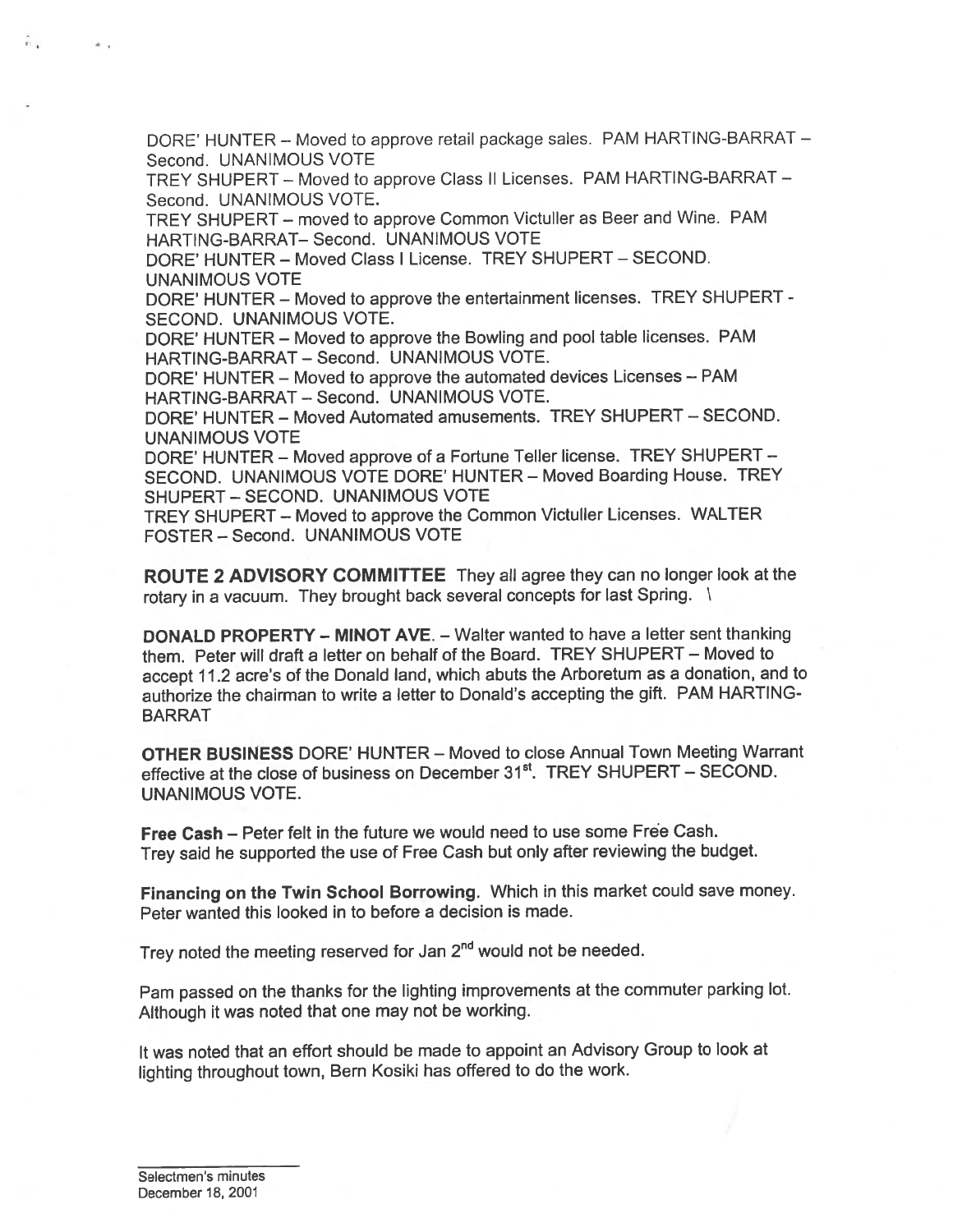DORE' HUNTER – Moved to approve retail package sales. PAM HARTING-BARRAT – Second. UNANIMOUS VOTE

TREY SHUPERT – Moved to approve Class II Licenses. PAM HARTING-BARRAT – Second. UNANIMOUS VOTE.

TREY SHUPERT – moved to approve Common Victuller as Beer and Wine. PAM HARTING-BARRAT– Second. UNANIMOUS VOTE

DORE' HUNTER – Moved Class I License. TREY SHUPERT – SECOND. UNANIMOUS VOTE

DORE' HUNTER – Moved to approve the entertainment licenses. TREY SHUPERT - SECOND. UNANIMOUS VOTE.

DORE' HUNTER – Moved to approve the Bowling and pool table licenses. PAM HARTING-BARRAT – Second. UNANIMOUS VOTE.

DORE' HUNTER – Moved to approve the automated devices Licenses – PAM HARTING-BARRAT – Second. UNANIMOUS VOTE.

DORE' HUNTER – Moved Automated amusements. TREY SHUPERT – SECOND. UNANIMOUS VOTE

DORE' HUNTER – Moved approve of a Fortune Teller license. TREY SHUPERT – SECOND. UNANIMOUS VOTE DORE' HUNTER – Moved Boarding House. TREY SHUPERT – SECOND. UNANIMOUS VOTE

TREY SHUPERT – Moved to approve the Common Victuller Licenses. WALTER FOSTER – Second. UNANIMOUS VOTE

**ROUTE 2 ADVISORY COMMITTEE** They all agree they can no longer look at the rotary in a vacuum. They brought back several concepts for last Spring. \

**DONALD PROPERTY – MINOT AVE.** – Walter wanted to have a letter sent thanking them. Peter will draft a letter on behalf of the Board. TREY SHUPERT – Moved to accept 11.2 acre's of the Donald land, which abuts the Arboretum as a donation, and to authorize the chairman to write a letter to Donald's accepting the gift. PAM HARTING-BARRAT

**OTHER BUSINESS** DORE' HUNTER – Moved to close Annual Town Meeting Warrant effective at the close of business on December 31st. TREY SHUPERT – SECOND. UNANIMOUS VOTE.

**Free Cash** – Peter felt in the future we would need to use some Free Cash. Trey said he supported the use of Free Cash but only after reviewing the budget.

**Financing on the Twin School Borrowing**. Which in this market could save money. Peter wanted this looked in to before a decision is made.

Trey noted the meeting reserved for Jan 2nd would not be needed.

Pam passed on the thanks for the lighting improvements at the commuter parking lot. Although it was noted that one may not be working.

It was noted that an effort should be made to appoint an Advisory Group to look at lighting throughout town, Bern Kosiki has offered to do the work.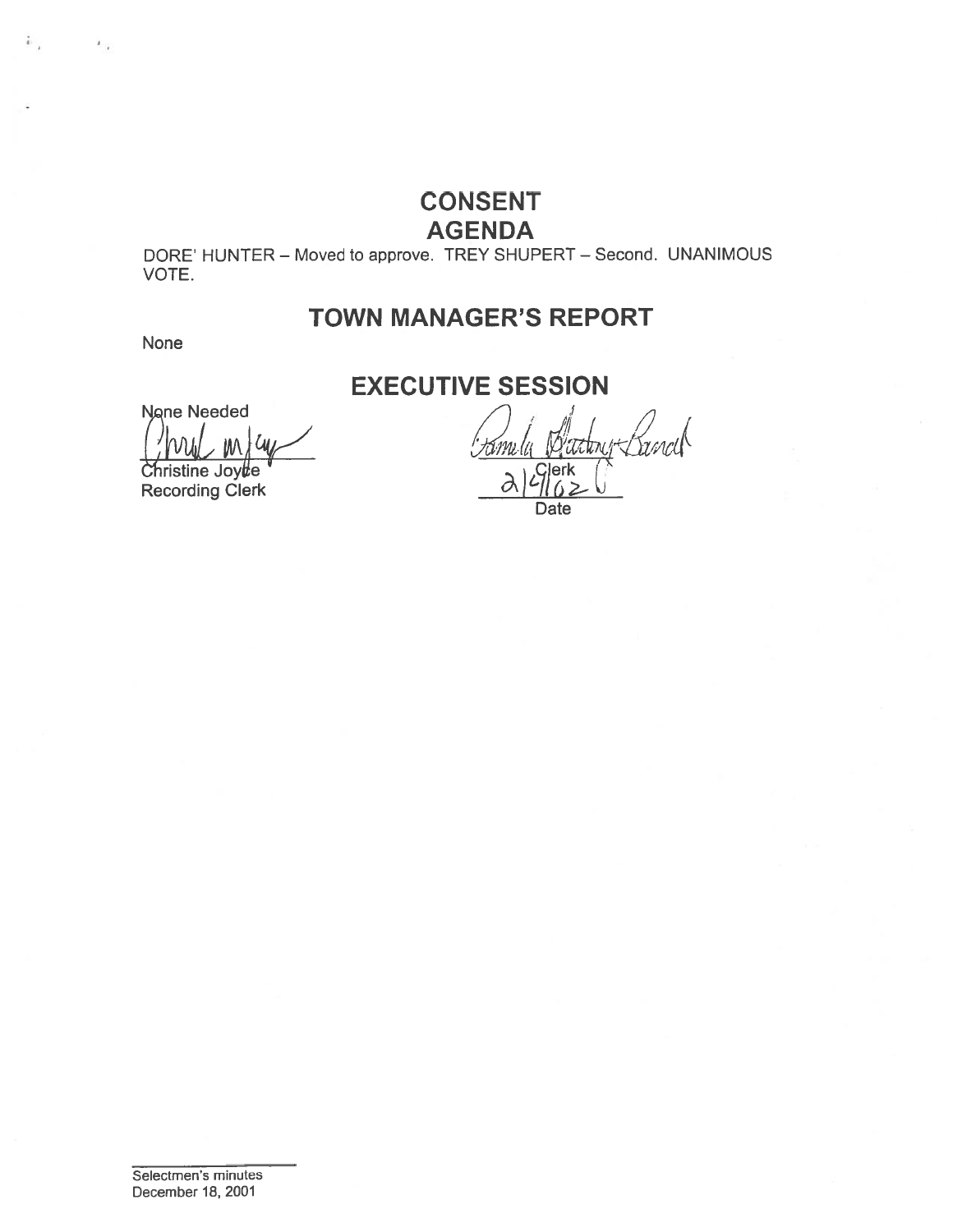## CONSENT AGENDA

DORE' HUNTER – Moved to approve. TREY SHUPERT – Second. UNANIMOUS VOTE.

## TOWN MANAGER'S REPORT

None

## EXECUTIVE SESSION

None Needed

Christine Joyce
Recording Clerk

Clerk
2/4/02
Date

Selectmen's minutes
December 18, 2001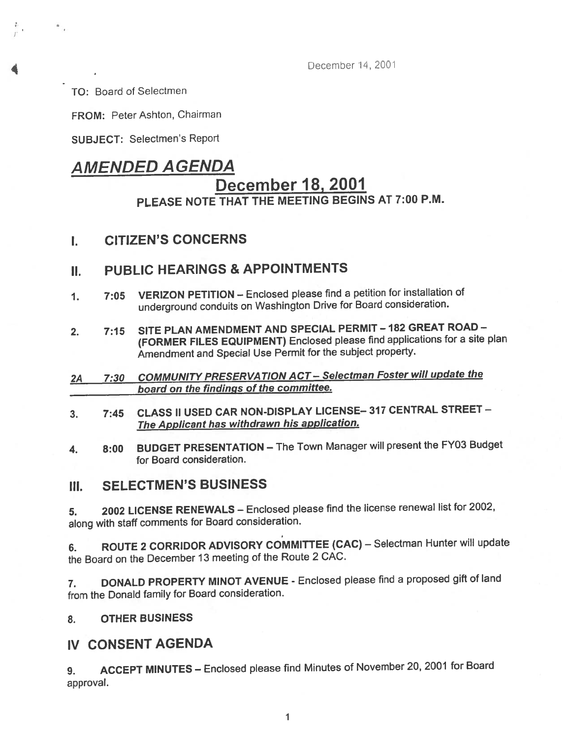December 14, 2001

TO: Board of Selectmen

FROM: Peter Ashton, Chairman

SUBJECT: Selectmen's Report

# *AMENDED AGENDA*

## December 18, 2001

**PLEASE NOTE THAT THE MEETING BEGINS AT 7:00 P.M.**

## I. CITIZEN'S CONCERNS

## II. PUBLIC HEARINGS & APPOINTMENTS

1. 7:05 **VERIZON PETITION** – Enclosed please find a petition for installation of underground conduits on Washington Drive for Board consideration.

2. 7:15 **SITE PLAN AMENDMENT AND SPECIAL PERMIT – 182 GREAT ROAD – (FORMER FILES EQUIPMENT)** Enclosed please find applications for a site plan Amendment and Special Use Permit for the subject property.

2A 7:30 ***COMMUNITY PRESERVATION ACT – Selectman Foster will update the board on the findings of the committee.***

3. 7:45 **CLASS II USED CAR NON-DISPLAY LICENSE– 317 CENTRAL STREET –** ***The Applicant has withdrawn his application.***

4. 8:00 **BUDGET PRESENTATION** – The Town Manager will present the FY03 Budget for Board consideration.

## III. SELECTMEN'S BUSINESS

5. **2002 LICENSE RENEWALS** – Enclosed please find the license renewal list for 2002, along with staff comments for Board consideration.

6. **ROUTE 2 CORRIDOR ADVISORY COMMITTEE (CAC)** – Selectman Hunter will update the Board on the December 13 meeting of the Route 2 CAC.

7. **DONALD PROPERTY MINOT AVENUE** - Enclosed please find a proposed gift of land from the Donald family for Board consideration.

8. **OTHER BUSINESS**

## IV CONSENT AGENDA

9. **ACCEPT MINUTES** – Enclosed please find Minutes of November 20, 2001 for Board approval.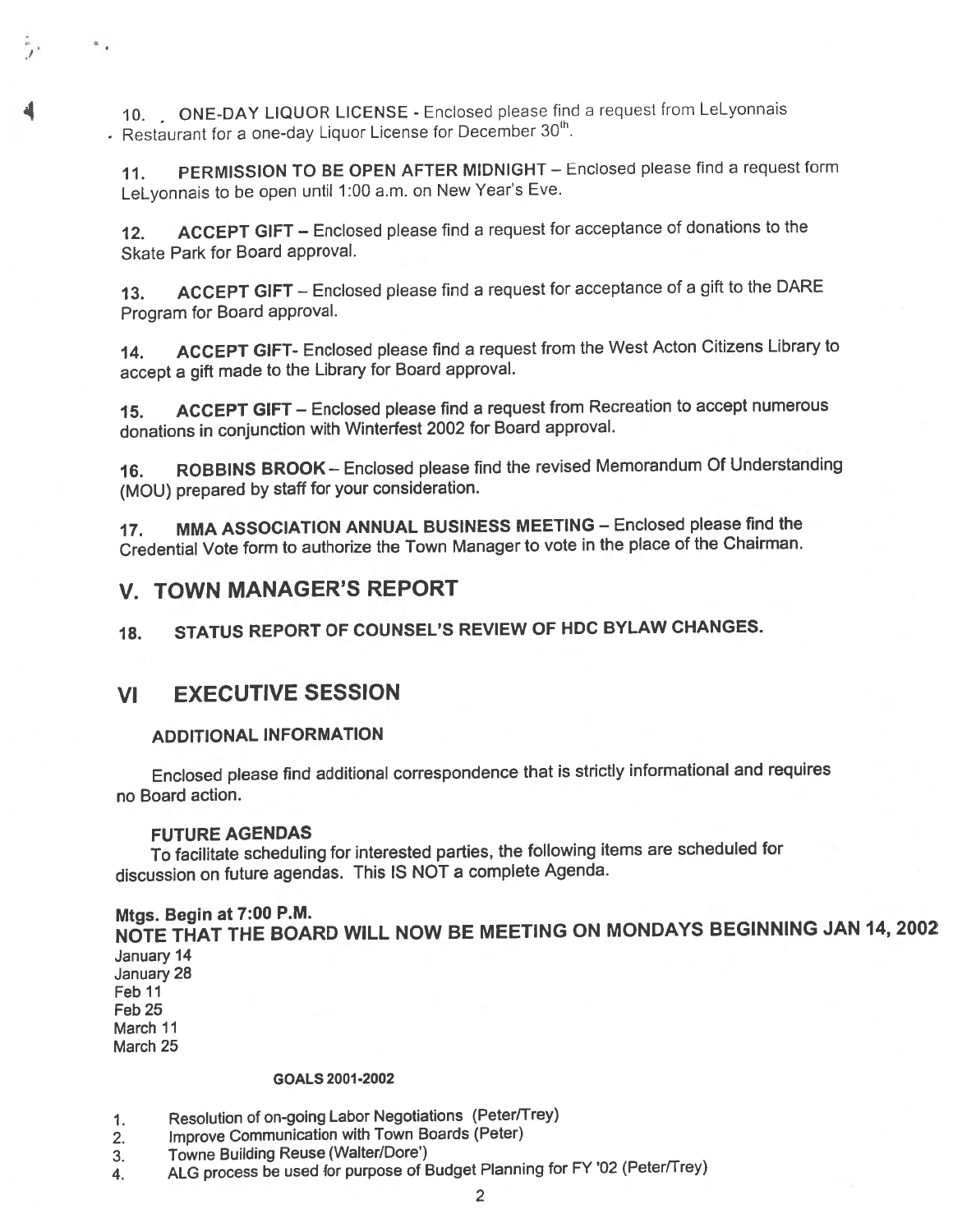10. **ONE-DAY LIQUOR LICENSE** - Enclosed please find a request from LeLyonnais Restaurant for a one-day Liquor License for December 30th.

11. **PERMISSION TO BE OPEN AFTER MIDNIGHT** – Enclosed please find a request form LeLyonnais to be open until 1:00 a.m. on New Year's Eve.

12. **ACCEPT GIFT** – Enclosed please find a request for acceptance of donations to the Skate Park for Board approval.

13. **ACCEPT GIFT** – Enclosed please find a request for acceptance of a gift to the DARE Program for Board approval.

14. **ACCEPT GIFT**- Enclosed please find a request from the West Acton Citizens Library to accept a gift made to the Library for Board approval.

15. **ACCEPT GIFT** – Enclosed please find a request from Recreation to accept numerous donations in conjunction with Winterfest 2002 for Board approval.

16. **ROBBINS BROOK** – Enclosed please find the revised Memorandum Of Understanding (MOU) prepared by staff for your consideration.

17. **MMA ASSOCIATION ANNUAL BUSINESS MEETING** – Enclosed please find the Credential Vote form to authorize the Town Manager to vote in the place of the Chairman.

## V. TOWN MANAGER'S REPORT

18. **STATUS REPORT OF COUNSEL'S REVIEW OF HDC BYLAW CHANGES.**

## VI EXECUTIVE SESSION

### ADDITIONAL INFORMATION

Enclosed please find additional correspondence that is strictly informational and requires no Board action.

### FUTURE AGENDAS

To facilitate scheduling for interested parties, the following items are scheduled for discussion on future agendas. This IS NOT a complete Agenda.

**Mtgs. Begin at 7:00 P.M.**

**NOTE THAT THE BOARD WILL NOW BE MEETING ON MONDAYS BEGINNING JAN 14, 2002**

January 14
January 28
Feb 11
Feb 25
March 11
March 25

**GOALS 2001-2002**

1. Resolution of on-going Labor Negotiations (Peter/Trey)
2. Improve Communication with Town Boards (Peter)
3. Towne Building Reuse (Walter/Dore')
4. ALG process be used for purpose of Budget Planning for FY '02 (Peter/Trey)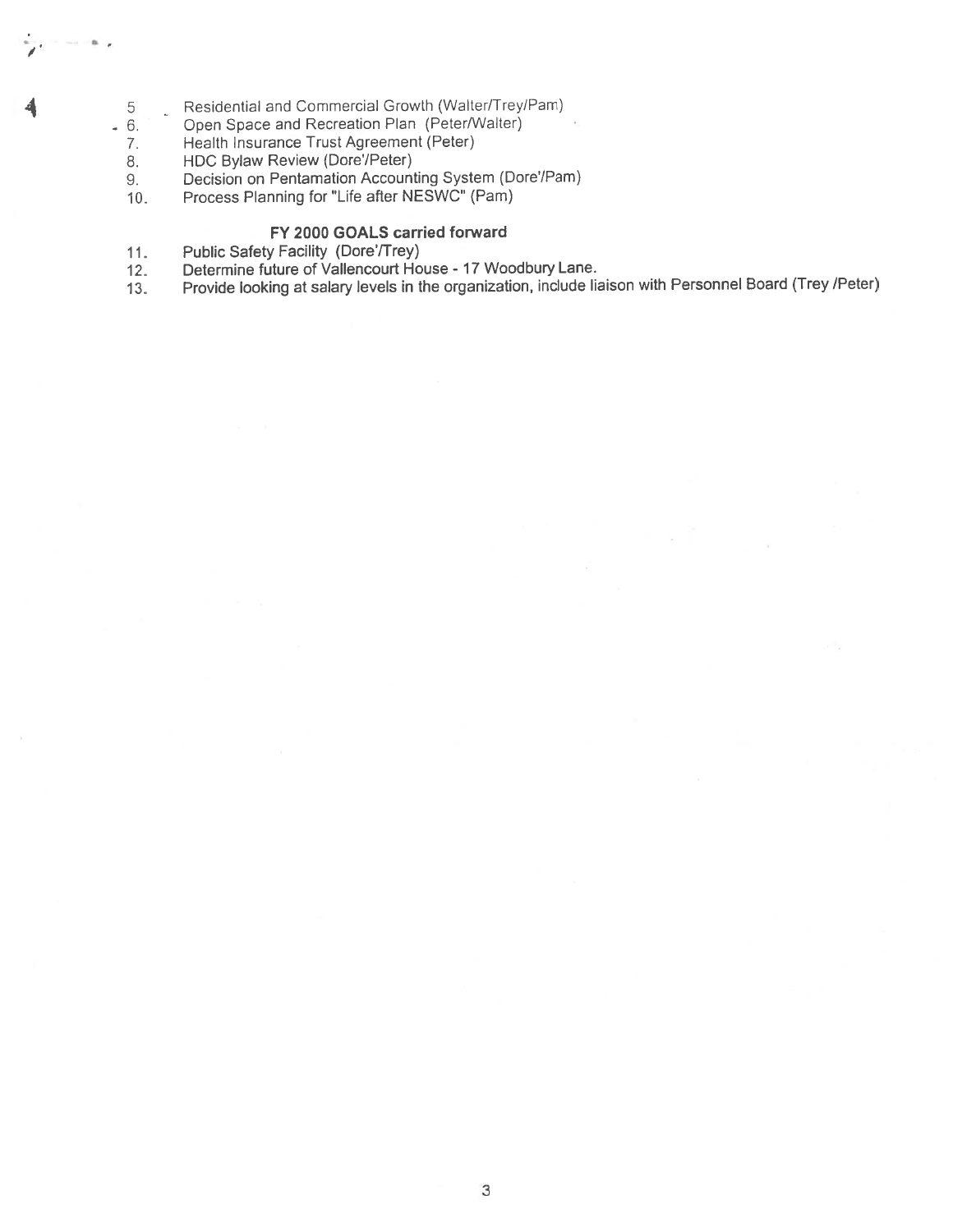5. Residential and Commercial Growth (Walter/Trey/Pam)
6. Open Space and Recreation Plan (Peter/Walter)
7. Health Insurance Trust Agreement (Peter)
8. HDC Bylaw Review (Dore'/Peter)
9. Decision on Pentamation Accounting System (Dore'/Pam)
10. Process Planning for "Life after NESWC" (Pam)

**FY 2000 GOALS carried forward**

11. Public Safety Facility (Dore'/Trey)
12. Determine future of Vallencourt House - 17 Woodbury Lane.
13. Provide looking at salary levels in the organization, include liaison with Personnel Board (Trey /Peter)